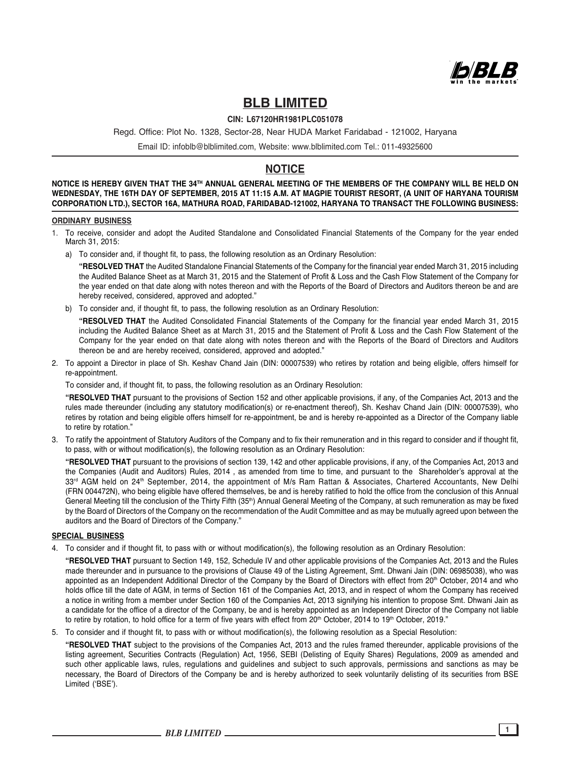# BLB LIMITED

**CIN: L67120HR1981PLC051078**

Regd. Office: Plot No. 1328, Sector-28, Near HUDA Market Faridabad - 121002, Haryana

Email ID: infoblb@blblimited.com, Website: www.blblimited.com Tel.: 011-49325600

## NOTICE

**NOTICE IS HEREBY GIVEN THAT THE 34TH ANNUAL GENERAL MEETING OF THE MEMBERS OF THE COMPANY WILL BE HELD ON WEDNESDAY, THE 16TH DAY OF SEPTEMBER, 2015 AT 11:15 A.M. AT MAGPIE TOURIST RESORT, (A UNIT OF HARYANA TOURISM CORPORATION LTD.), SECTOR 16A, MATHURA ROAD, FARIDABAD-121002, HARYANA TO TRANSACT THE FOLLOWING BUSINESS:**

### ORDINARY BUSINESS

1. To receive, consider and adopt the Audited Standalone and Consolidated Financial Statements of the Company for the year ended March 31, 2015:

   a) To consider and, if thought fit, to pass, the following resolution as an Ordinary Resolution:

   **"RESOLVED THAT** the Audited Standalone Financial Statements of the Company for the financial year ended March 31, 2015 including the Audited Balance Sheet as at March 31, 2015 and the Statement of Profit & Loss and the Cash Flow Statement of the Company for the year ended on that date along with notes thereon and with the Reports of the Board of Directors and Auditors thereon be and are hereby received, considered, approved and adopted."

   b) To consider and, if thought fit, to pass, the following resolution as an Ordinary Resolution:

   **"RESOLVED THAT** the Audited Consolidated Financial Statements of the Company for the financial year ended March 31, 2015 including the Audited Balance Sheet as at March 31, 2015 and the Statement of Profit & Loss and the Cash Flow Statement of the Company for the year ended on that date along with notes thereon and with the Reports of the Board of Directors and Auditors thereon be and are hereby received, considered, approved and adopted."

2. To appoint a Director in place of Sh. Keshav Chand Jain (DIN: 00007539) who retires by rotation and being eligible, offers himself for re-appointment.

   To consider and, if thought fit, to pass, the following resolution as an Ordinary Resolution:

   **"RESOLVED THAT** pursuant to the provisions of Section 152 and other applicable provisions, if any, of the Companies Act, 2013 and the rules made thereunder (including any statutory modification(s) or re-enactment thereof), Sh. Keshav Chand Jain (DIN: 00007539), who retires by rotation and being eligible offers himself for re-appointment, be and is hereby re-appointed as a Director of the Company liable to retire by rotation."

3. To ratify the appointment of Statutory Auditors of the Company and to fix their remuneration and in this regard to consider and if thought fit, to pass, with or without modification(s), the following resolution as an Ordinary Resolution:

   **"RESOLVED THAT** pursuant to the provisions of section 139, 142 and other applicable provisions, if any, of the Companies Act, 2013 and the Companies (Audit and Auditors) Rules, 2014 , as amended from time to time, and pursuant to the Shareholder's approval at the 33rd AGM held on 24th September, 2014, the appointment of M/s Ram Rattan & Associates, Chartered Accountants, New Delhi (FRN 004472N), who being eligible have offered themselves, be and is hereby ratified to hold the office from the conclusion of this Annual General Meeting till the conclusion of the Thirty Fifth (35th) Annual General Meeting of the Company, at such remuneration as may be fixed by the Board of Directors of the Company on the recommendation of the Audit Committee and as may be mutually agreed upon between the auditors and the Board of Directors of the Company."

### SPECIAL BUSINESS

4. To consider and if thought fit, to pass with or without modification(s), the following resolution as an Ordinary Resolution:

   **"RESOLVED THAT** pursuant to Section 149, 152, Schedule IV and other applicable provisions of the Companies Act, 2013 and the Rules made thereunder and in pursuance to the provisions of Clause 49 of the Listing Agreement, Smt. Dhwani Jain (DIN: 06985038), who was appointed as an Independent Additional Director of the Company by the Board of Directors with effect from 20th October, 2014 and who holds office till the date of AGM, in terms of Section 161 of the Companies Act, 2013, and in respect of whom the Company has received a notice in writing from a member under Section 160 of the Companies Act, 2013 signifying his intention to propose Smt. Dhwani Jain as a candidate for the office of a director of the Company, be and is hereby appointed as an Independent Director of the Company not liable to retire by rotation, to hold office for a term of five years with effect from 20th October, 2014 to 19th October, 2019."

5. To consider and if thought fit, to pass with or without modification(s), the following resolution as a Special Resolution:

   **"RESOLVED THAT** subject to the provisions of the Companies Act, 2013 and the rules framed thereunder, applicable provisions of the listing agreement, Securities Contracts (Regulation) Act, 1956, SEBI (Delisting of Equity Shares) Regulations, 2009 as amended and such other applicable laws, rules, regulations and guidelines and subject to such approvals, permissions and sanctions as may be necessary, the Board of Directors of the Company be and is hereby authorized to seek voluntarily delisting of its securities from BSE Limited ('BSE').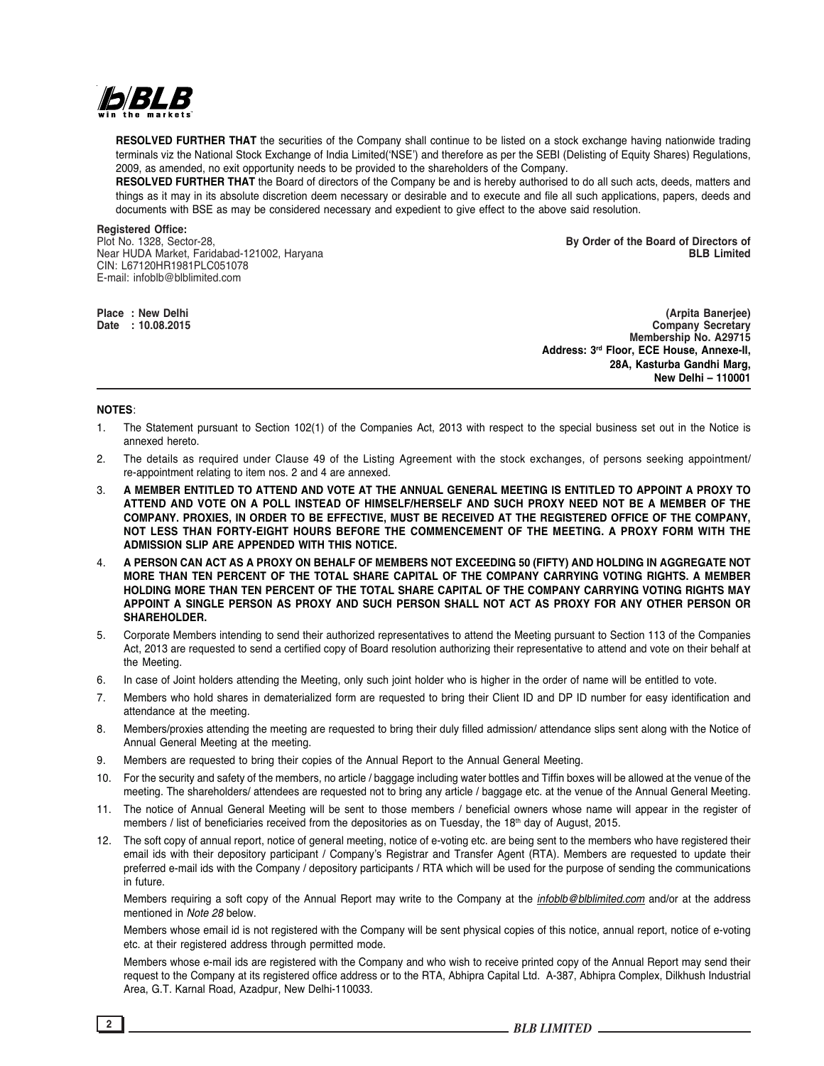**RESOLVED FURTHER THAT** the securities of the Company shall continue to be listed on a stock exchange having nationwide trading terminals viz the National Stock Exchange of India Limited('NSE') and therefore as per the SEBI (Delisting of Equity Shares) Regulations, 2009, as amended, no exit opportunity needs to be provided to the shareholders of the Company.

**RESOLVED FURTHER THAT** the Board of directors of the Company be and is hereby authorised to do all such acts, deeds, matters and things as it may in its absolute discretion deem necessary or desirable and to execute and file all such applications, papers, deeds and documents with BSE as may be considered necessary and expedient to give effect to the above said resolution.

**Registered Office:**
Plot No. 1328, Sector-28,
Near HUDA Market, Faridabad-121002, Haryana
CIN: L67120HR1981PLC051078
E-mail: infoblb@blblimited.com

**By Order of the Board of Directors of**
**BLB Limited**

**Place : New Delhi**
**Date : 10.08.2015**

**(Arpita Banerjee)**
**Company Secretary**
**Membership No. A29715**
**Address: 3rd Floor, ECE House, Annexe-II,**
**28A, Kasturba Gandhi Marg,**
**New Delhi – 110001**

**NOTES**:

1. The Statement pursuant to Section 102(1) of the Companies Act, 2013 with respect to the special business set out in the Notice is annexed hereto.
2. The details as required under Clause 49 of the Listing Agreement with the stock exchanges, of persons seeking appointment/ re-appointment relating to item nos. 2 and 4 are annexed.
3. **A MEMBER ENTITLED TO ATTEND AND VOTE AT THE ANNUAL GENERAL MEETING IS ENTITLED TO APPOINT A PROXY TO ATTEND AND VOTE ON A POLL INSTEAD OF HIMSELF/HERSELF AND SUCH PROXY NEED NOT BE A MEMBER OF THE COMPANY. PROXIES, IN ORDER TO BE EFFECTIVE, MUST BE RECEIVED AT THE REGISTERED OFFICE OF THE COMPANY, NOT LESS THAN FORTY-EIGHT HOURS BEFORE THE COMMENCEMENT OF THE MEETING. A PROXY FORM WITH THE ADMISSION SLIP ARE APPENDED WITH THIS NOTICE.**
4. **A PERSON CAN ACT AS A PROXY ON BEHALF OF MEMBERS NOT EXCEEDING 50 (FIFTY) AND HOLDING IN AGGREGATE NOT MORE THAN TEN PERCENT OF THE TOTAL SHARE CAPITAL OF THE COMPANY CARRYING VOTING RIGHTS. A MEMBER HOLDING MORE THAN TEN PERCENT OF THE TOTAL SHARE CAPITAL OF THE COMPANY CARRYING VOTING RIGHTS MAY APPOINT A SINGLE PERSON AS PROXY AND SUCH PERSON SHALL NOT ACT AS PROXY FOR ANY OTHER PERSON OR SHAREHOLDER.**
5. Corporate Members intending to send their authorized representatives to attend the Meeting pursuant to Section 113 of the Companies Act, 2013 are requested to send a certified copy of Board resolution authorizing their representative to attend and vote on their behalf at the Meeting.
6. In case of Joint holders attending the Meeting, only such joint holder who is higher in the order of name will be entitled to vote.
7. Members who hold shares in dematerialized form are requested to bring their Client ID and DP ID number for easy identification and attendance at the meeting.
8. Members/proxies attending the meeting are requested to bring their duly filled admission/ attendance slips sent along with the Notice of Annual General Meeting at the meeting.
9. Members are requested to bring their copies of the Annual Report to the Annual General Meeting.
10. For the security and safety of the members, no article / baggage including water bottles and Tiffin boxes will be allowed at the venue of the meeting. The shareholders/ attendees are requested not to bring any article / baggage etc. at the venue of the Annual General Meeting.
11. The notice of Annual General Meeting will be sent to those members / beneficial owners whose name will appear in the register of members / list of beneficiaries received from the depositories as on Tuesday, the 18th day of August, 2015.
12. The soft copy of annual report, notice of general meeting, notice of e-voting etc. are being sent to the members who have registered their email ids with their depository participant / Company's Registrar and Transfer Agent (RTA). Members are requested to update their preferred e-mail ids with the Company / depository participants / RTA which will be used for the purpose of sending the communications in future.

   Members requiring a soft copy of the Annual Report may write to the Company at the *infoblb@blblimited.com* and/or at the address mentioned in *Note 28* below.

   Members whose email id is not registered with the Company will be sent physical copies of this notice, annual report, notice of e-voting etc. at their registered address through permitted mode.

   Members whose e-mail ids are registered with the Company and who wish to receive printed copy of the Annual Report may send their request to the Company at its registered office address or to the RTA, Abhipra Capital Ltd. A-387, Abhipra Complex, Dilkhush Industrial Area, G.T. Karnal Road, Azadpur, New Delhi-110033.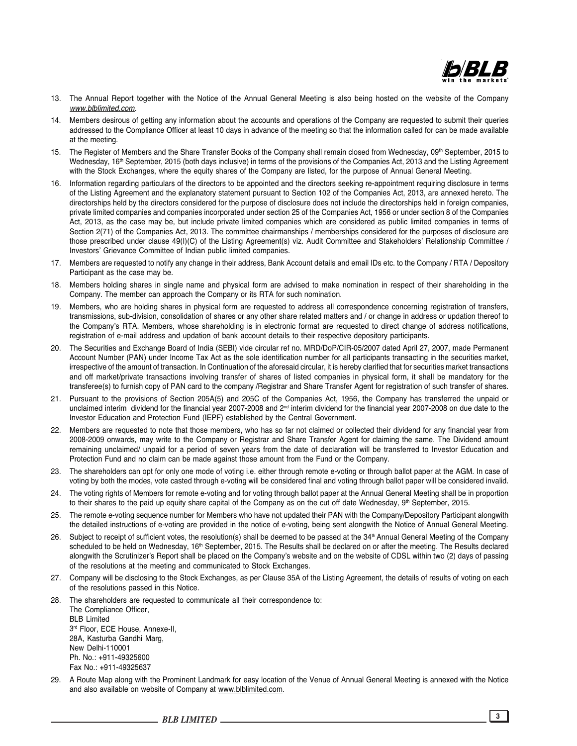13. The Annual Report together with the Notice of the Annual General Meeting is also being hosted on the website of the Company *www.blblimited.com*.

14. Members desirous of getting any information about the accounts and operations of the Company are requested to submit their queries addressed to the Compliance Officer at least 10 days in advance of the meeting so that the information called for can be made available at the meeting.

15. The Register of Members and the Share Transfer Books of the Company shall remain closed from Wednesday, 09th September, 2015 to Wednesday, 16th September, 2015 (both days inclusive) in terms of the provisions of the Companies Act, 2013 and the Listing Agreement with the Stock Exchanges, where the equity shares of the Company are listed, for the purpose of Annual General Meeting.

16. Information regarding particulars of the directors to be appointed and the directors seeking re-appointment requiring disclosure in terms of the Listing Agreement and the explanatory statement pursuant to Section 102 of the Companies Act, 2013, are annexed hereto. The directorships held by the directors considered for the purpose of disclosure does not include the directorships held in foreign companies, private limited companies and companies incorporated under section 25 of the Companies Act, 1956 or under section 8 of the Companies Act, 2013, as the case may be, but include private limited companies which are considered as public limited companies in terms of Section 2(71) of the Companies Act, 2013. The committee chairmanships / memberships considered for the purposes of disclosure are those prescribed under clause 49(I)(C) of the Listing Agreement(s) viz. Audit Committee and Stakeholders' Relationship Committee / Investors' Grievance Committee of Indian public limited companies.

17. Members are requested to notify any change in their address, Bank Account details and email IDs etc. to the Company / RTA / Depository Participant as the case may be.

18. Members holding shares in single name and physical form are advised to make nomination in respect of their shareholding in the Company. The member can approach the Company or its RTA for such nomination.

19. Members, who are holding shares in physical form are requested to address all correspondence concerning registration of transfers, transmissions, sub-division, consolidation of shares or any other share related matters and / or change in address or updation thereof to the Company's RTA. Members, whose shareholding is in electronic format are requested to direct change of address notifications, registration of e-mail address and updation of bank account details to their respective depository participants.

20. The Securities and Exchange Board of India (SEBI) vide circular ref no. MRD/DoP/CIR-05/2007 dated April 27, 2007, made Permanent Account Number (PAN) under Income Tax Act as the sole identification number for all participants transacting in the securities market, irrespective of the amount of transaction. In Continuation of the aforesaid circular, it is hereby clarified that for securities market transactions and off market/private transactions involving transfer of shares of listed companies in physical form, it shall be mandatory for the transferee(s) to furnish copy of PAN card to the company /Registrar and Share Transfer Agent for registration of such transfer of shares.

21. Pursuant to the provisions of Section 205A(5) and 205C of the Companies Act, 1956, the Company has transferred the unpaid or unclaimed interim dividend for the financial year 2007-2008 and 2nd interim dividend for the financial year 2007-2008 on due date to the Investor Education and Protection Fund (IEPF) established by the Central Government.

22. Members are requested to note that those members, who has so far not claimed or collected their dividend for any financial year from 2008-2009 onwards, may write to the Company or Registrar and Share Transfer Agent for claiming the same. The Dividend amount remaining unclaimed/ unpaid for a period of seven years from the date of declaration will be transferred to Investor Education and Protection Fund and no claim can be made against those amount from the Fund or the Company.

23. The shareholders can opt for only one mode of voting i.e. either through remote e-voting or through ballot paper at the AGM. In case of voting by both the modes, vote casted through e-voting will be considered final and voting through ballot paper will be considered invalid.

24. The voting rights of Members for remote e-voting and for voting through ballot paper at the Annual General Meeting shall be in proportion to their shares to the paid up equity share capital of the Company as on the cut off date Wednesday, 9th September, 2015.

25. The remote e-voting sequence number for Members who have not updated their PAN with the Company/Depository Participant alongwith the detailed instructions of e-voting are provided in the notice of e-voting, being sent alongwith the Notice of Annual General Meeting.

26. Subject to receipt of sufficient votes, the resolution(s) shall be deemed to be passed at the 34th Annual General Meeting of the Company scheduled to be held on Wednesday, 16th September, 2015. The Results shall be declared on or after the meeting. The Results declared alongwith the Scrutinizer's Report shall be placed on the Company's website and on the website of CDSL within two (2) days of passing of the resolutions at the meeting and communicated to Stock Exchanges.

27. Company will be disclosing to the Stock Exchanges, as per Clause 35A of the Listing Agreement, the details of results of voting on each of the resolutions passed in this Notice.

28. The shareholders are requested to communicate all their correspondence to:
    The Compliance Officer,
    BLB Limited
    3rd Floor, ECE House, Annexe-II,
    28A, Kasturba Gandhi Marg,
    New Delhi-110001
    Ph. No.: +911-49325600
    Fax No.: +911-49325637

29. A Route Map along with the Prominent Landmark for easy location of the Venue of Annual General Meeting is annexed with the Notice and also available on website of Company at www.blblimited.com.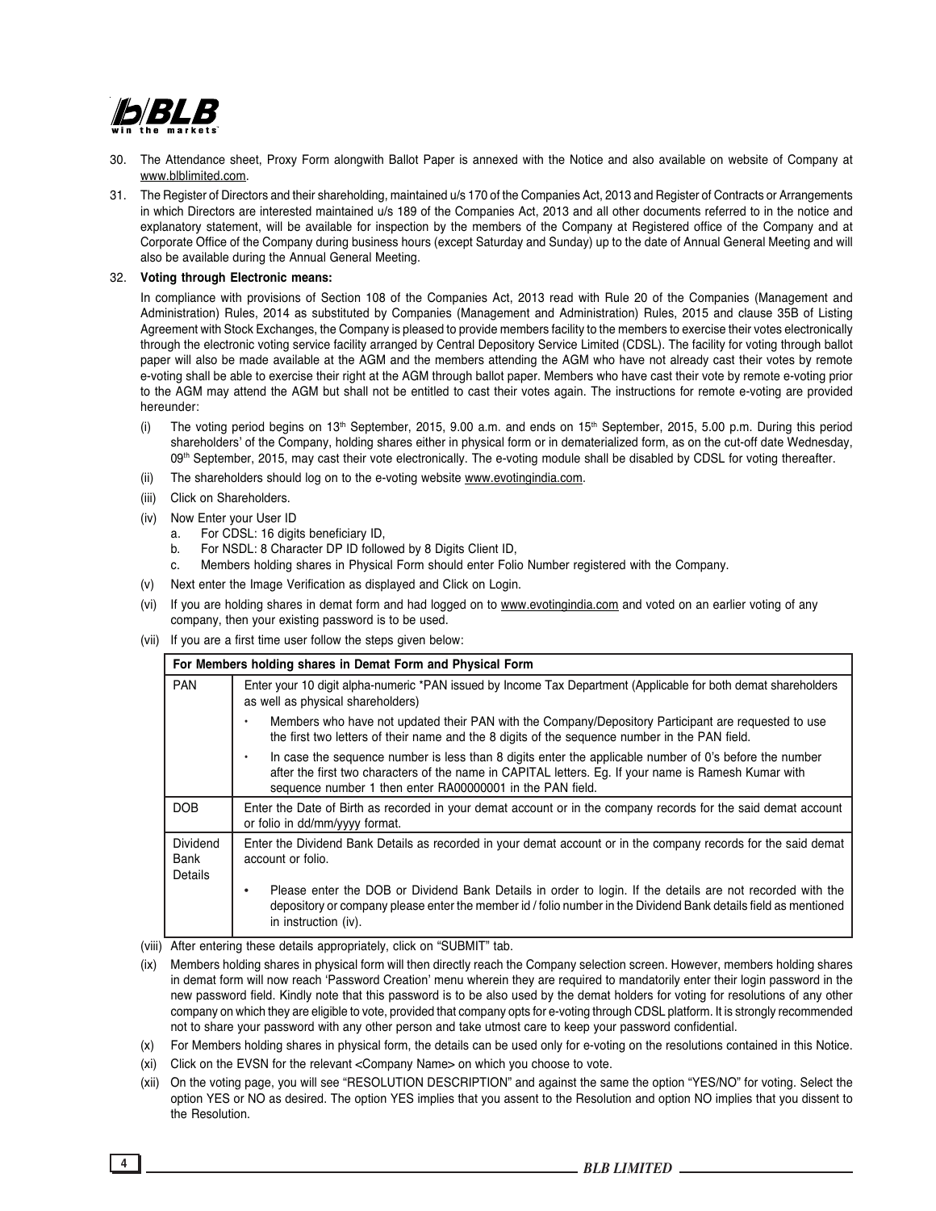30. The Attendance sheet, Proxy Form alongwith Ballot Paper is annexed with the Notice and also available on website of Company at www.blblimited.com.

31. The Register of Directors and their shareholding, maintained u/s 170 of the Companies Act, 2013 and Register of Contracts or Arrangements in which Directors are interested maintained u/s 189 of the Companies Act, 2013 and all other documents referred to in the notice and explanatory statement, will be available for inspection by the members of the Company at Registered office of the Company and at Corporate Office of the Company during business hours (except Saturday and Sunday) up to the date of Annual General Meeting and will also be available during the Annual General Meeting.

32. **Voting through Electronic means:**

In compliance with provisions of Section 108 of the Companies Act, 2013 read with Rule 20 of the Companies (Management and Administration) Rules, 2014 as substituted by Companies (Management and Administration) Rules, 2015 and clause 35B of Listing Agreement with Stock Exchanges, the Company is pleased to provide members facility to the members to exercise their votes electronically through the electronic voting service facility arranged by Central Depository Service Limited (CDSL). The facility for voting through ballot paper will also be made available at the AGM and the members attending the AGM who have not already cast their votes by remote e-voting shall be able to exercise their right at the AGM through ballot paper. Members who have cast their vote by remote e-voting prior to the AGM may attend the AGM but shall not be entitled to cast their votes again. The instructions for remote e-voting are provided hereunder:

(i) The voting period begins on 13th September, 2015, 9.00 a.m. and ends on 15th September, 2015, 5.00 p.m. During this period shareholders' of the Company, holding shares either in physical form or in dematerialized form, as on the cut-off date Wednesday, 09th September, 2015, may cast their vote electronically. The e-voting module shall be disabled by CDSL for voting thereafter.

(ii) The shareholders should log on to the e-voting website www.evotingindia.com.

(iii) Click on Shareholders.

(iv) Now Enter your User ID
   a. For CDSL: 16 digits beneficiary ID,
   b. For NSDL: 8 Character DP ID followed by 8 Digits Client ID,
   c. Members holding shares in Physical Form should enter Folio Number registered with the Company.

(v) Next enter the Image Verification as displayed and Click on Login.

(vi) If you are holding shares in demat form and had logged on to www.evotingindia.com and voted on an earlier voting of any company, then your existing password is to be used.

(vii) If you are a first time user follow the steps given below:

| For Members holding shares in Demat Form and Physical Form | |
|---|---|
| PAN | Enter your 10 digit alpha-numeric *PAN issued by Income Tax Department (Applicable for both demat shareholders as well as physical shareholders)<br>• Members who have not updated their PAN with the Company/Depository Participant are requested to use the first two letters of their name and the 8 digits of the sequence number in the PAN field.<br>• In case the sequence number is less than 8 digits enter the applicable number of 0's before the number after the first two characters of the name in CAPITAL letters. Eg. If your name is Ramesh Kumar with sequence number 1 then enter RA00000001 in the PAN field. |
| DOB | Enter the Date of Birth as recorded in your demat account or in the company records for the said demat account or folio in dd/mm/yyyy format. |
| Dividend Bank Details | Enter the Dividend Bank Details as recorded in your demat account or in the company records for the said demat account or folio.<br>• Please enter the DOB or Dividend Bank Details in order to login. If the details are not recorded with the depository or company please enter the member id / folio number in the Dividend Bank details field as mentioned in instruction (iv). |

(viii) After entering these details appropriately, click on "SUBMIT" tab.

(ix) Members holding shares in physical form will then directly reach the Company selection screen. However, members holding shares in demat form will now reach 'Password Creation' menu wherein they are required to mandatorily enter their login password in the new password field. Kindly note that this password is to be also used by the demat holders for voting for resolutions of any other company on which they are eligible to vote, provided that company opts for e-voting through CDSL platform. It is strongly recommended not to share your password with any other person and take utmost care to keep your password confidential.

(x) For Members holding shares in physical form, the details can be used only for e-voting on the resolutions contained in this Notice.

(xi) Click on the EVSN for the relevant <Company Name> on which you choose to vote.

(xii) On the voting page, you will see "RESOLUTION DESCRIPTION" and against the same the option "YES/NO" for voting. Select the option YES or NO as desired. The option YES implies that you assent to the Resolution and option NO implies that you dissent to the Resolution.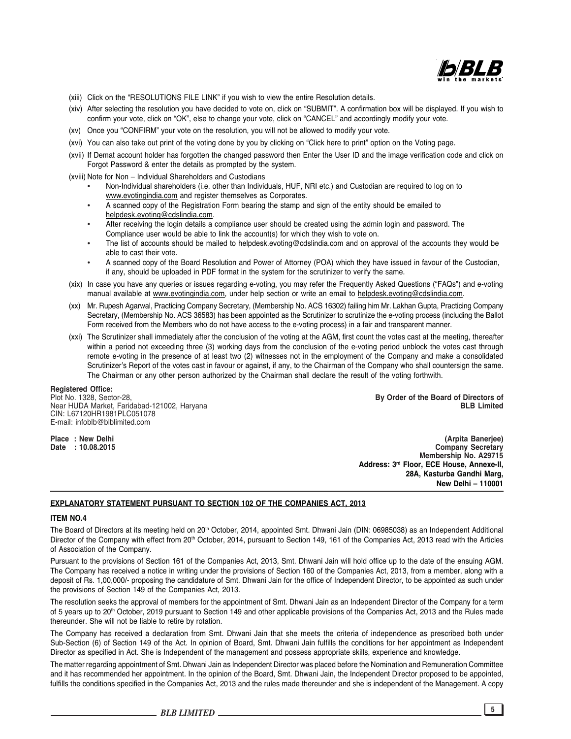(xiii) Click on the "RESOLUTIONS FILE LINK" if you wish to view the entire Resolution details.

(xiv) After selecting the resolution you have decided to vote on, click on "SUBMIT". A confirmation box will be displayed. If you wish to confirm your vote, click on "OK", else to change your vote, click on "CANCEL" and accordingly modify your vote.

(xv) Once you "CONFIRM" your vote on the resolution, you will not be allowed to modify your vote.

(xvi) You can also take out print of the voting done by you by clicking on "Click here to print" option on the Voting page.

(xvii) If Demat account holder has forgotten the changed password then Enter the User ID and the image verification code and click on Forgot Password & enter the details as prompted by the system.

(xviii) Note for Non – Individual Shareholders and Custodians

- Non-Individual shareholders (i.e. other than Individuals, HUF, NRI etc.) and Custodian are required to log on to www.evotingindia.com and register themselves as Corporates.
- A scanned copy of the Registration Form bearing the stamp and sign of the entity should be emailed to helpdesk.evoting@cdslindia.com.
- After receiving the login details a compliance user should be created using the admin login and password. The Compliance user would be able to link the account(s) for which they wish to vote on.
- The list of accounts should be mailed to helpdesk.evoting@cdslindia.com and on approval of the accounts they would be able to cast their vote.
- A scanned copy of the Board Resolution and Power of Attorney (POA) which they have issued in favour of the Custodian, if any, should be uploaded in PDF format in the system for the scrutinizer to verify the same.

(xix) In case you have any queries or issues regarding e-voting, you may refer the Frequently Asked Questions ("FAQs") and e-voting manual available at www.evotingindia.com, under help section or write an email to helpdesk.evoting@cdslindia.com.

(xx) Mr. Rupesh Agarwal, Practicing Company Secretary, (Membership No. ACS 16302) failing him Mr. Lakhan Gupta, Practicing Company Secretary, (Membership No. ACS 36583) has been appointed as the Scrutinizer to scrutinize the e-voting process (including the Ballot Form received from the Members who do not have access to the e-voting process) in a fair and transparent manner.

(xxi) The Scrutinizer shall immediately after the conclusion of the voting at the AGM, first count the votes cast at the meeting, thereafter within a period not exceeding three (3) working days from the conclusion of the e-voting period unblock the votes cast through remote e-voting in the presence of at least two (2) witnesses not in the employment of the Company and make a consolidated Scrutinizer's Report of the votes cast in favour or against, if any, to the Chairman of the Company who shall countersign the same. The Chairman or any other person authorized by the Chairman shall declare the result of the voting forthwith.

**Registered Office:**
Plot No. 1328, Sector-28,
Near HUDA Market, Faridabad-121002, Haryana
CIN: L67120HR1981PLC051078
E-mail: infoblb@blblimited.com

**By Order of the Board of Directors of**
**BLB Limited**

**Place : New Delhi**
**Date : 10.08.2015**

**(Arpita Banerjee)**
**Company Secretary**
**Membership No. A29715**
**Address: 3rd Floor, ECE House, Annexe-II,**
**28A, Kasturba Gandhi Marg,**
**New Delhi – 110001**

## EXPLANATORY STATEMENT PURSUANT TO SECTION 102 OF THE COMPANIES ACT, 2013

### ITEM NO.4

The Board of Directors at its meeting held on 20th October, 2014, appointed Smt. Dhwani Jain (DIN: 06985038) as an Independent Additional Director of the Company with effect from 20th October, 2014, pursuant to Section 149, 161 of the Companies Act, 2013 read with the Articles of Association of the Company.

Pursuant to the provisions of Section 161 of the Companies Act, 2013, Smt. Dhwani Jain will hold office up to the date of the ensuing AGM. The Company has received a notice in writing under the provisions of Section 160 of the Companies Act, 2013, from a member, along with a deposit of Rs. 1,00,000/- proposing the candidature of Smt. Dhwani Jain for the office of Independent Director, to be appointed as such under the provisions of Section 149 of the Companies Act, 2013.

The resolution seeks the approval of members for the appointment of Smt. Dhwani Jain as an Independent Director of the Company for a term of 5 years up to 20th October, 2019 pursuant to Section 149 and other applicable provisions of the Companies Act, 2013 and the Rules made thereunder. She will not be liable to retire by rotation.

The Company has received a declaration from Smt. Dhwani Jain that she meets the criteria of independence as prescribed both under Sub-Section (6) of Section 149 of the Act. In opinion of Board, Smt. Dhwani Jain fulfills the conditions for her appointment as Independent Director as specified in Act. She is Independent of the management and possess appropriate skills, experience and knowledge.

The matter regarding appointment of Smt. Dhwani Jain as Independent Director was placed before the Nomination and Remuneration Committee and it has recommended her appointment. In the opinion of the Board, Smt. Dhwani Jain, the Independent Director proposed to be appointed, fulfills the conditions specified in the Companies Act, 2013 and the rules made thereunder and she is independent of the Management. A copy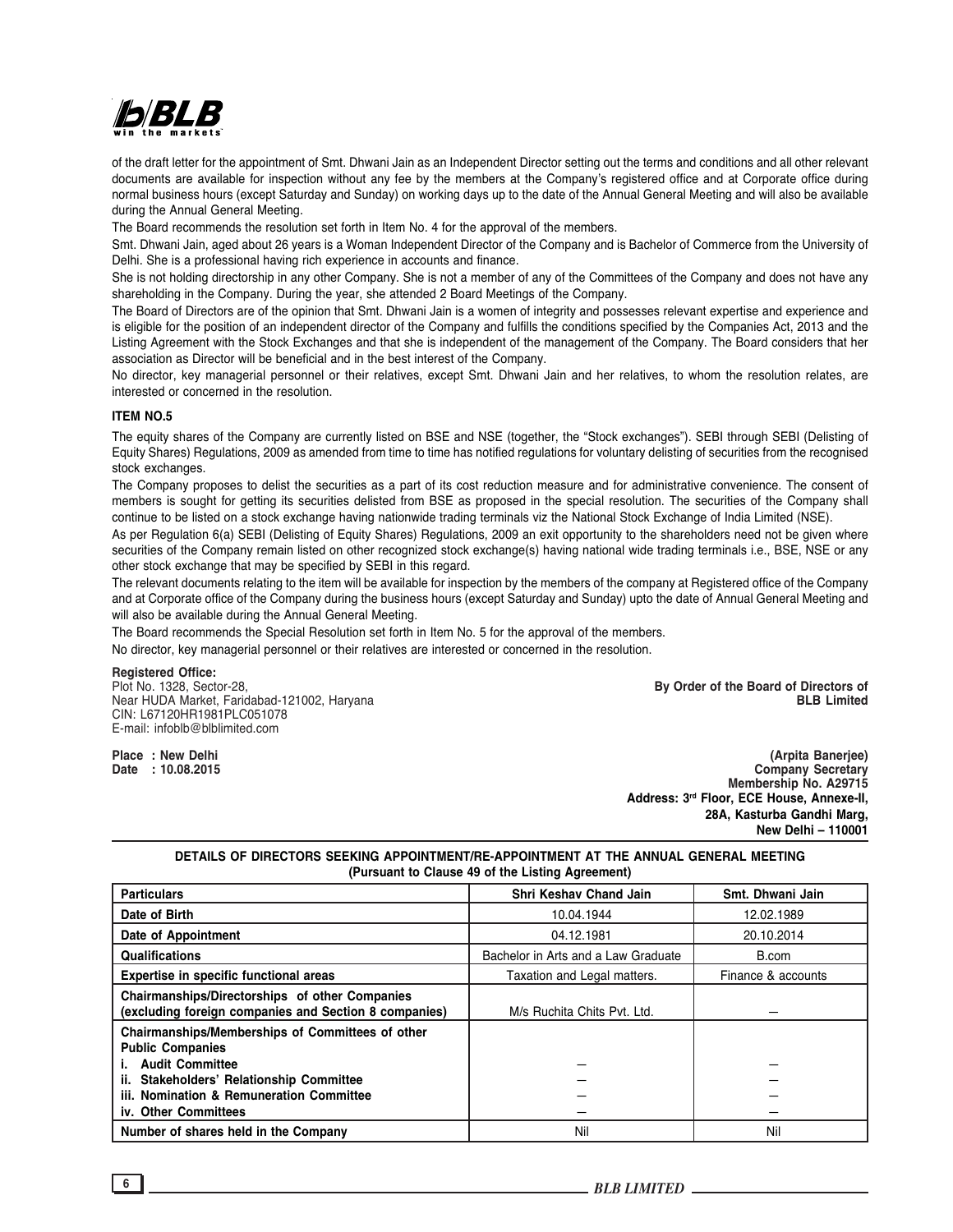of the draft letter for the appointment of Smt. Dhwani Jain as an Independent Director setting out the terms and conditions and all other relevant documents are available for inspection without any fee by the members at the Company's registered office and at Corporate office during normal business hours (except Saturday and Sunday) on working days up to the date of the Annual General Meeting and will also be available during the Annual General Meeting.

The Board recommends the resolution set forth in Item No. 4 for the approval of the members.

Smt. Dhwani Jain, aged about 26 years is a Woman Independent Director of the Company and is Bachelor of Commerce from the University of Delhi. She is a professional having rich experience in accounts and finance.

She is not holding directorship in any other Company. She is not a member of any of the Committees of the Company and does not have any shareholding in the Company. During the year, she attended 2 Board Meetings of the Company.

The Board of Directors are of the opinion that Smt. Dhwani Jain is a women of integrity and possesses relevant expertise and experience and is eligible for the position of an independent director of the Company and fulfills the conditions specified by the Companies Act, 2013 and the Listing Agreement with the Stock Exchanges and that she is independent of the management of the Company. The Board considers that her association as Director will be beneficial and in the best interest of the Company.

No director, key managerial personnel or their relatives, except Smt. Dhwani Jain and her relatives, to whom the resolution relates, are interested or concerned in the resolution.

**ITEM NO.5**

The equity shares of the Company are currently listed on BSE and NSE (together, the "Stock exchanges"). SEBI through SEBI (Delisting of Equity Shares) Regulations, 2009 as amended from time to time has notified regulations for voluntary delisting of securities from the recognised stock exchanges.

The Company proposes to delist the securities as a part of its cost reduction measure and for administrative convenience. The consent of members is sought for getting its securities delisted from BSE as proposed in the special resolution. The securities of the Company shall continue to be listed on a stock exchange having nationwide trading terminals viz the National Stock Exchange of India Limited (NSE).

As per Regulation 6(a) SEBI (Delisting of Equity Shares) Regulations, 2009 an exit opportunity to the shareholders need not be given where securities of the Company remain listed on other recognized stock exchange(s) having national wide trading terminals i.e., BSE, NSE or any other stock exchange that may be specified by SEBI in this regard.

The relevant documents relating to the item will be available for inspection by the members of the company at Registered office of the Company and at Corporate office of the Company during the business hours (except Saturday and Sunday) upto the date of Annual General Meeting and will also be available during the Annual General Meeting.

The Board recommends the Special Resolution set forth in Item No. 5 for the approval of the members.

No director, key managerial personnel or their relatives are interested or concerned in the resolution.

**Registered Office:**
Plot No. 1328, Sector-28,
Near HUDA Market, Faridabad-121002, Haryana
CIN: L67120HR1981PLC051078
E-mail: infoblb@blblimited.com

**By Order of the Board of Directors of**
**BLB Limited**

**Place : New Delhi**
**Date : 10.08.2015**

**(Arpita Banerjee)**
**Company Secretary**
**Membership No. A29715**
**Address: 3rd Floor, ECE House, Annexe-II,**
**28A, Kasturba Gandhi Marg,**
**New Delhi – 110001**

**DETAILS OF DIRECTORS SEEKING APPOINTMENT/RE-APPOINTMENT AT THE ANNUAL GENERAL MEETING**
**(Pursuant to Clause 49 of the Listing Agreement)**

| Particulars | Shri Keshav Chand Jain | Smt. Dhwani Jain |
|---|---|---|
| Date of Birth | 10.04.1944 | 12.02.1989 |
| Date of Appointment | 04.12.1981 | 20.10.2014 |
| Qualifications | Bachelor in Arts and a Law Graduate | B.com |
| Expertise in specific functional areas | Taxation and Legal matters. | Finance & accounts |
| Chairmanships/Directorships of other Companies (excluding foreign companies and Section 8 companies) | M/s Ruchita Chits Pvt. Ltd. | – |
| Chairmanships/Memberships of Committees of other Public Companies | | |
| i. Audit Committee | – | – |
| ii. Stakeholders' Relationship Committee | – | – |
| iii. Nomination & Remuneration Committee | – | – |
| iv. Other Committees | – | – |
| Number of shares held in the Company | Nil | Nil |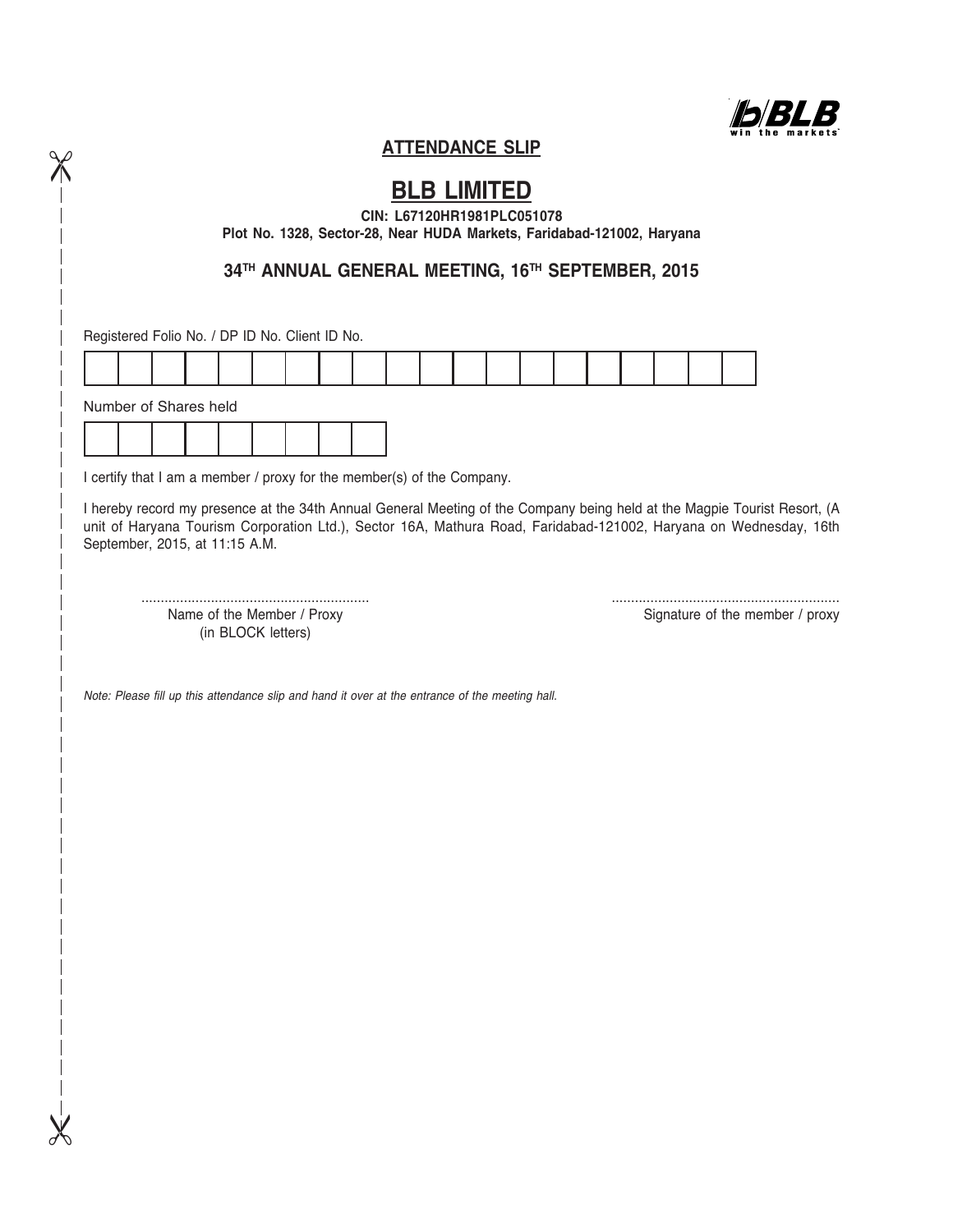## ATTENDANCE SLIP

# BLB LIMITED

**CIN: L67120HR1981PLC051078**
**Plot No. 1328, Sector-28, Near HUDA Markets, Faridabad-121002, Haryana**

**34TH ANNUAL GENERAL MEETING, 16TH SEPTEMBER, 2015**

Registered Folio No. / DP ID No. Client ID No.

| | | | | | | | | | | | | | | | | | | | |
|---|---|---|---|---|---|---|---|---|---|---|---|---|---|---|---|---|---|---|---|
| | | | | | | | | | | | | | | | | | | | |

Number of Shares held

| | | | | | | | | |
|---|---|---|---|---|---|---|---|---|
| | | | | | | | | |

I certify that I am a member / proxy for the member(s) of the Company.

I hereby record my presence at the 34th Annual General Meeting of the Company being held at the Magpie Tourist Resort, (A unit of Haryana Tourism Corporation Ltd.), Sector 16A, Mathura Road, Faridabad-121002, Haryana on Wednesday, 16th September, 2015, at 11:15 A.M.

..........................................................
Name of the Member / Proxy
(in BLOCK letters)

..........................................................
Signature of the member / proxy

*Note: Please fill up this attendance slip and hand it over at the entrance of the meeting hall.*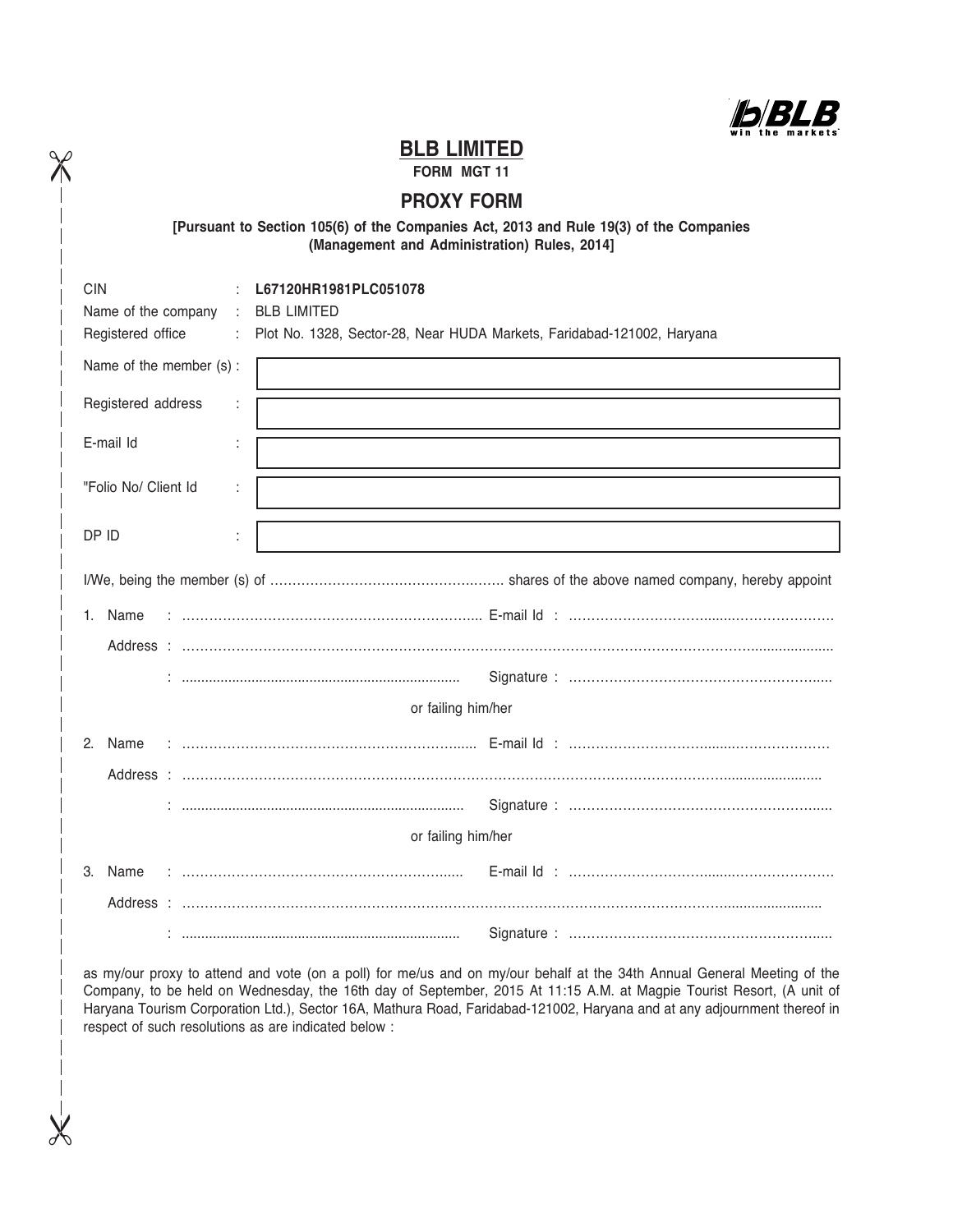# BLB LIMITED

**FORM MGT 11**

## PROXY FORM

**[Pursuant to Section 105(6) of the Companies Act, 2013 and Rule 19(3) of the Companies (Management and Administration) Rules, 2014]**

| | | |
|---|---|---|
| CIN | : | **L67120HR1981PLC051078** |
| Name of the company | : | BLB LIMITED |
| Registered office | : | Plot No. 1328, Sector-28, Near HUDA Markets, Faridabad-121002, Haryana |
| Name of the member (s) | : | |
| Registered address | : | |
| E-mail Id | : | |
| "Folio No/ Client Id | : | |
| DP ID | : | |

I/We, being the member (s) of ……………………………………………. shares of the above named company, hereby appoint

1. Name : ………………………………………………………….. E-mail Id : ……………………………………………………

   Address : ……………………………………………………………………………………………………………………………

   : ........................................................................ Signature : …………………………………………………..

or failing him/her

2. Name : ………………………………………………………….. E-mail Id : ……………………………………………………

   Address : ……………………………………………………………………………………………………………………………

   : ........................................................................ Signature : …………………………………………………..

or failing him/her

3. Name : ………………………………………………………….. E-mail Id : ……………………………………………………

   Address : ……………………………………………………………………………………………………………………………

   : ........................................................................ Signature : …………………………………………………..

as my/our proxy to attend and vote (on a poll) for me/us and on my/our behalf at the 34th Annual General Meeting of the Company, to be held on Wednesday, the 16th day of September, 2015 At 11:15 A.M. at Magpie Tourist Resort, (A unit of Haryana Tourism Corporation Ltd.), Sector 16A, Mathura Road, Faridabad-121002, Haryana and at any adjournment thereof in respect of such resolutions as are indicated below :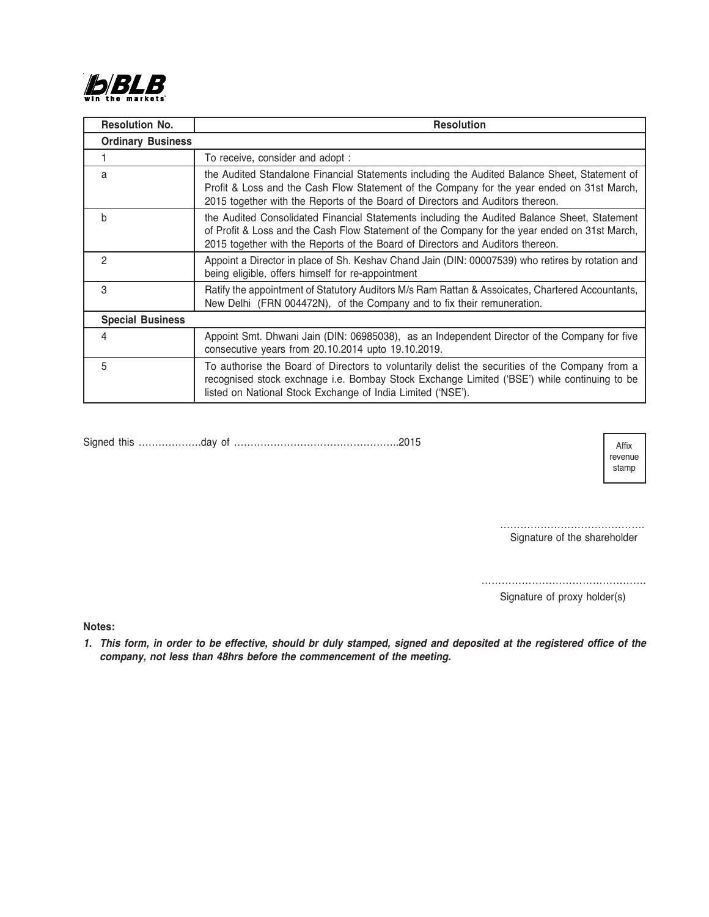BLB win the markets

| Resolution No. | Resolution |
|---|---|
| **Ordinary Business** | |
| 1 | To receive, consider and adopt : |
| a | the Audited Standalone Financial Statements including the Audited Balance Sheet, Statement of Profit & Loss and the Cash Flow Statement of the Company for the year ended on 31st March, 2015 together with the Reports of the Board of Directors and Auditors thereon. |
| b | the Audited Consolidated Financial Statements including the Audited Balance Sheet, Statement of Profit & Loss and the Cash Flow Statement of the Company for the year ended on 31st March, 2015 together with the Reports of the Board of Directors and Auditors thereon. |
| 2 | Appoint a Director in place of Sh. Keshav Chand Jain (DIN: 00007539) who retires by rotation and being eligible, offers himself for re-appointment |
| 3 | Ratify the appointment of Statutory Auditors M/s Ram Rattan & Assoicates, Chartered Accountants, New Delhi (FRN 004472N), of the Company and to fix their remuneration. |
| **Special Business** | |
| 4 | Appoint Smt. Dhwani Jain (DIN: 06985038), as an Independent Director of the Company for five consecutive years from 20.10.2014 upto 19.10.2019. |
| 5 | To authorise the Board of Directors to voluntarily delist the securities of the Company from a recognised stock exchnage i.e. Bombay Stock Exchange Limited ('BSE') while continuing to be listed on National Stock Exchange of India Limited ('NSE'). |

Signed this ……………….day of …………………………………………..2015

Affix revenue stamp

……………………………………
Signature of the shareholder

…………………………………………
Signature of proxy holder(s)

**Notes:**

1. ***This form, in order to be effective, should br duly stamped, signed and deposited at the registered office of the company, not less than 48hrs before the commencement of the meeting.***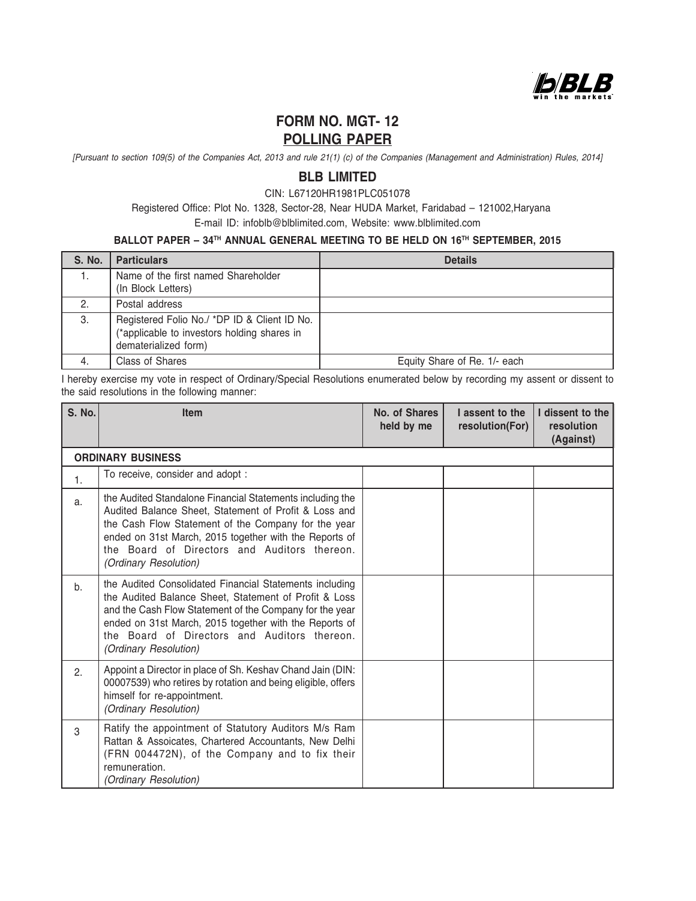# FORM NO. MGT- 12

## POLLING PAPER

*[Pursuant to section 109(5) of the Companies Act, 2013 and rule 21(1) (c) of the Companies (Management and Administration) Rules, 2014]*

## BLB LIMITED

CIN: L67120HR1981PLC051078

Registered Office: Plot No. 1328, Sector-28, Near HUDA Market, Faridabad – 121002,Haryana

E-mail ID: infoblb@blblimited.com, Website: www.blblimited.com

**BALLOT PAPER – 34TH ANNUAL GENERAL MEETING TO BE HELD ON 16TH SEPTEMBER, 2015**

| S. No. | Particulars | Details |
|---|---|---|
| 1. | Name of the first named Shareholder (In Block Letters) | |
| 2. | Postal address | |
| 3. | Registered Folio No./ *DP ID & Client ID No. (*applicable to investors holding shares in dematerialized form) | |
| 4. | Class of Shares | Equity Share of Re. 1/- each |

I hereby exercise my vote in respect of Ordinary/Special Resolutions enumerated below by recording my assent or dissent to the said resolutions in the following manner:

| S. No. | Item | No. of Shares held by me | I assent to the resolution(For) | I dissent to the resolution (Against) |
|---|---|---|---|---|
| | **ORDINARY BUSINESS** | | | |
| 1. | To receive, consider and adopt : | | | |
| a. | the Audited Standalone Financial Statements including the Audited Balance Sheet, Statement of Profit & Loss and the Cash Flow Statement of the Company for the year ended on 31st March, 2015 together with the Reports of the Board of Directors and Auditors thereon. *(Ordinary Resolution)* | | | |
| b. | the Audited Consolidated Financial Statements including the Audited Balance Sheet, Statement of Profit & Loss and the Cash Flow Statement of the Company for the year ended on 31st March, 2015 together with the Reports of the Board of Directors and Auditors thereon. *(Ordinary Resolution)* | | | |
| 2. | Appoint a Director in place of Sh. Keshav Chand Jain (DIN: 00007539) who retires by rotation and being eligible, offers himself for re-appointment. *(Ordinary Resolution)* | | | |
| 3 | Ratify the appointment of Statutory Auditors M/s Ram Rattan & Assoicates, Chartered Accountants, New Delhi (FRN 004472N), of the Company and to fix their remuneration. *(Ordinary Resolution)* | | | |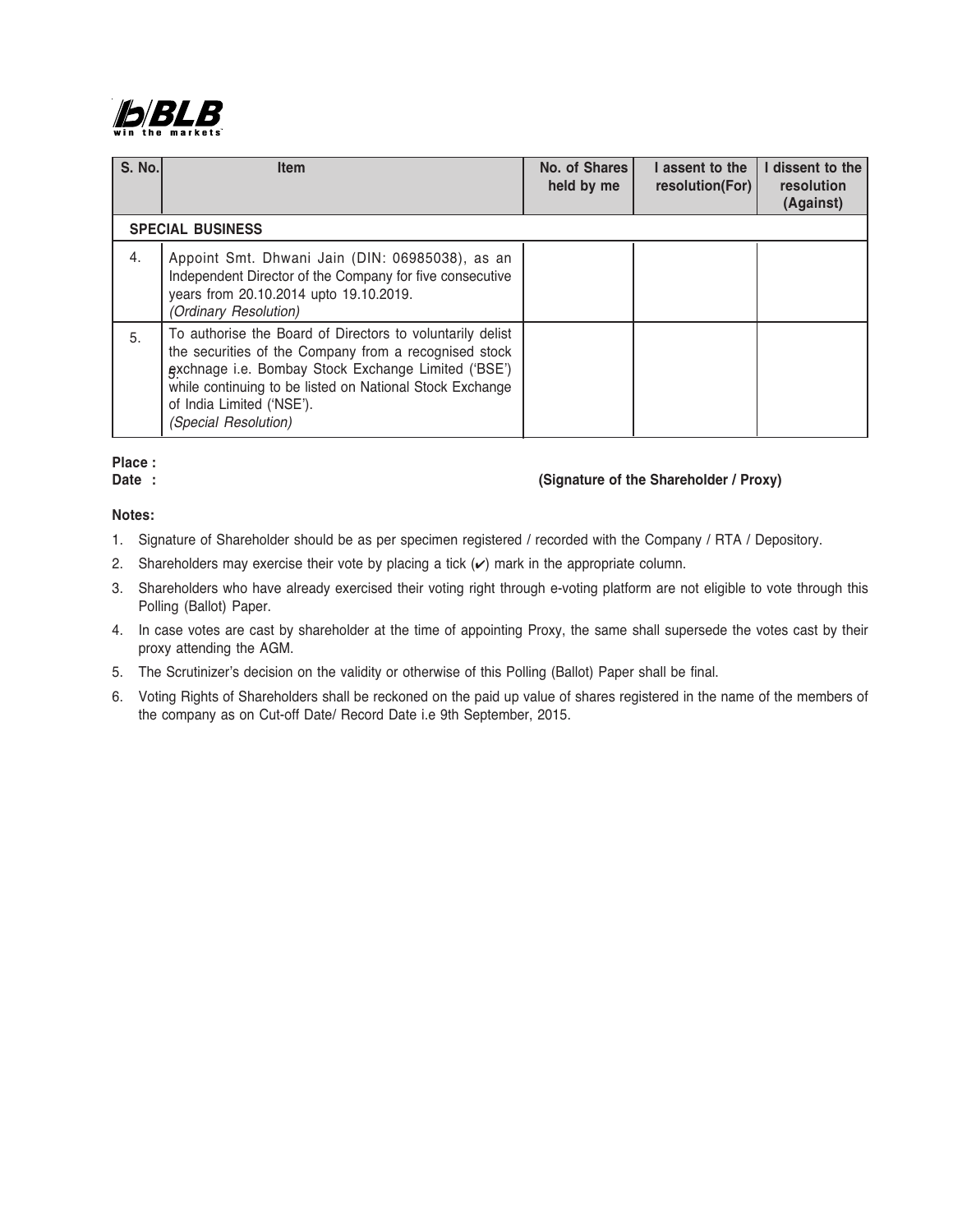| S. No. | Item | No. of Shares held by me | I assent to the resolution(For) | I dissent to the resolution (Against) |
|---|---|---|---|---|
| **SPECIAL BUSINESS** | | | | |
| 4. | Appoint Smt. Dhwani Jain (DIN: 06985038), as an Independent Director of the Company for five consecutive years from 20.10.2014 upto 19.10.2019. *(Ordinary Resolution)* | | | |
| 5. | To authorise the Board of Directors to voluntarily delist the securities of the Company from a recognised stock exchnage i.e. Bombay Stock Exchange Limited ('BSE') while continuing to be listed on National Stock Exchange of India Limited ('NSE'). *(Special Resolution)* | | | |

**Place :**

**Date :** **(Signature of the Shareholder / Proxy)**

**Notes:**

1. Signature of Shareholder should be as per specimen registered / recorded with the Company / RTA / Depository.
2. Shareholders may exercise their vote by placing a tick (✔) mark in the appropriate column.
3. Shareholders who have already exercised their voting right through e-voting platform are not eligible to vote through this Polling (Ballot) Paper.
4. In case votes are cast by shareholder at the time of appointing Proxy, the same shall supersede the votes cast by their proxy attending the AGM.
5. The Scrutinizer's decision on the validity or otherwise of this Polling (Ballot) Paper shall be final.
6. Voting Rights of Shareholders shall be reckoned on the paid up value of shares registered in the name of the members of the company as on Cut-off Date/ Record Date i.e 9th September, 2015.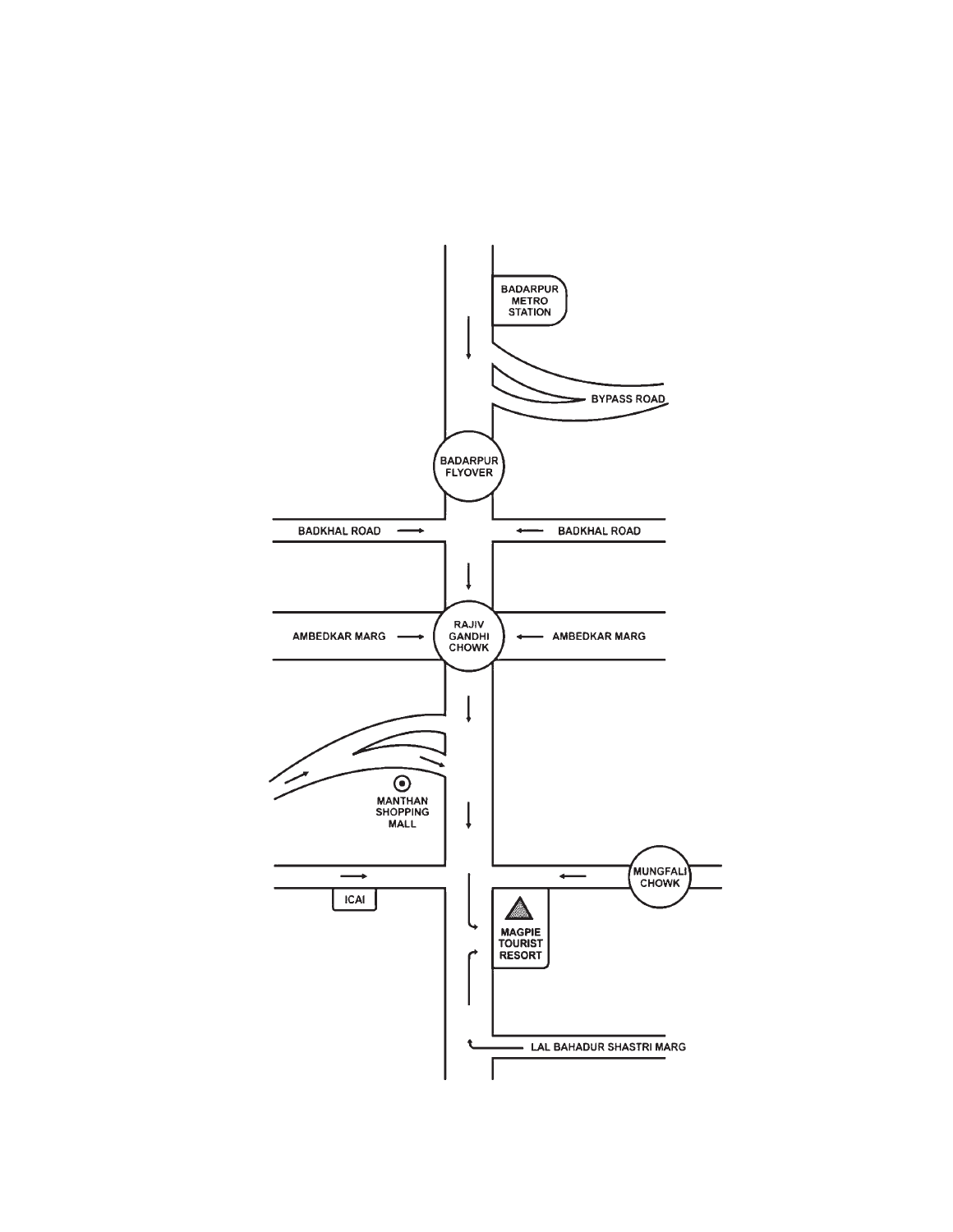BADARPUR METRO STATION

BYPASS ROAD

BADARPUR FLYOVER

BADKHAL ROAD

BADKHAL ROAD

AMBEDKAR MARG

RAJIV GANDHI CHOWK

AMBEDKAR MARG

MANTHAN SHOPPING MALL

MUNGFALI CHOWK

ICAI

MAGPIE TOURIST RESORT

LAL BAHADUR SHASTRI MARG